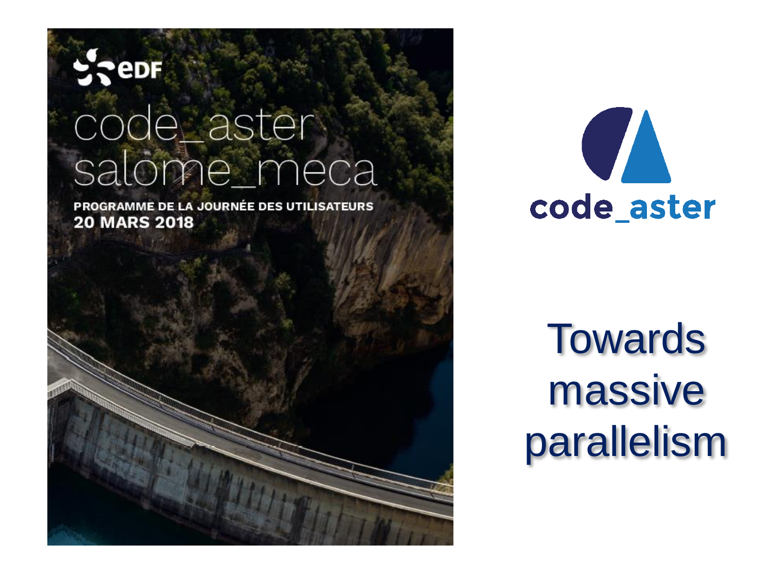eDF

code_aster
salome_meca

PROGRAMME DE LA JOURNÉE DES UTILISATEURS
20 MARS 2018

code_aster

# Towards massive parallelism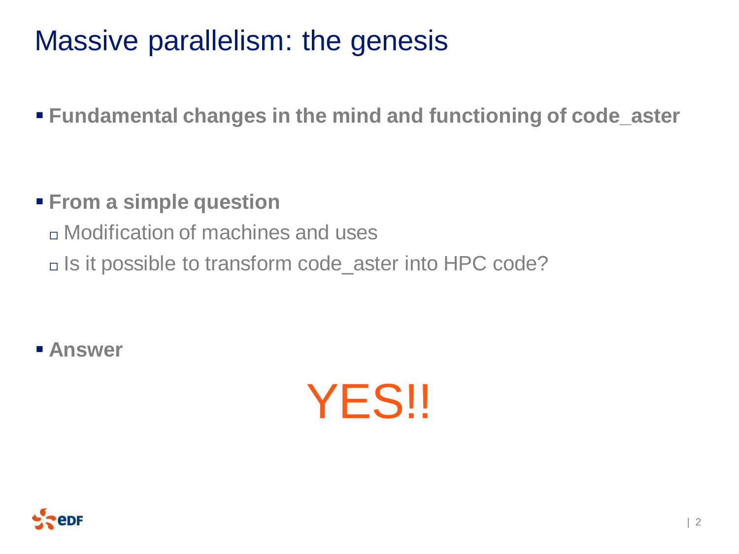# Massive parallelism: the genesis

- **Fundamental changes in the mind and functioning of code_aster**

- **From a simple question**
  - Modification of machines and uses
  - Is it possible to transform code_aster into HPC code?

- **Answer**

YES!!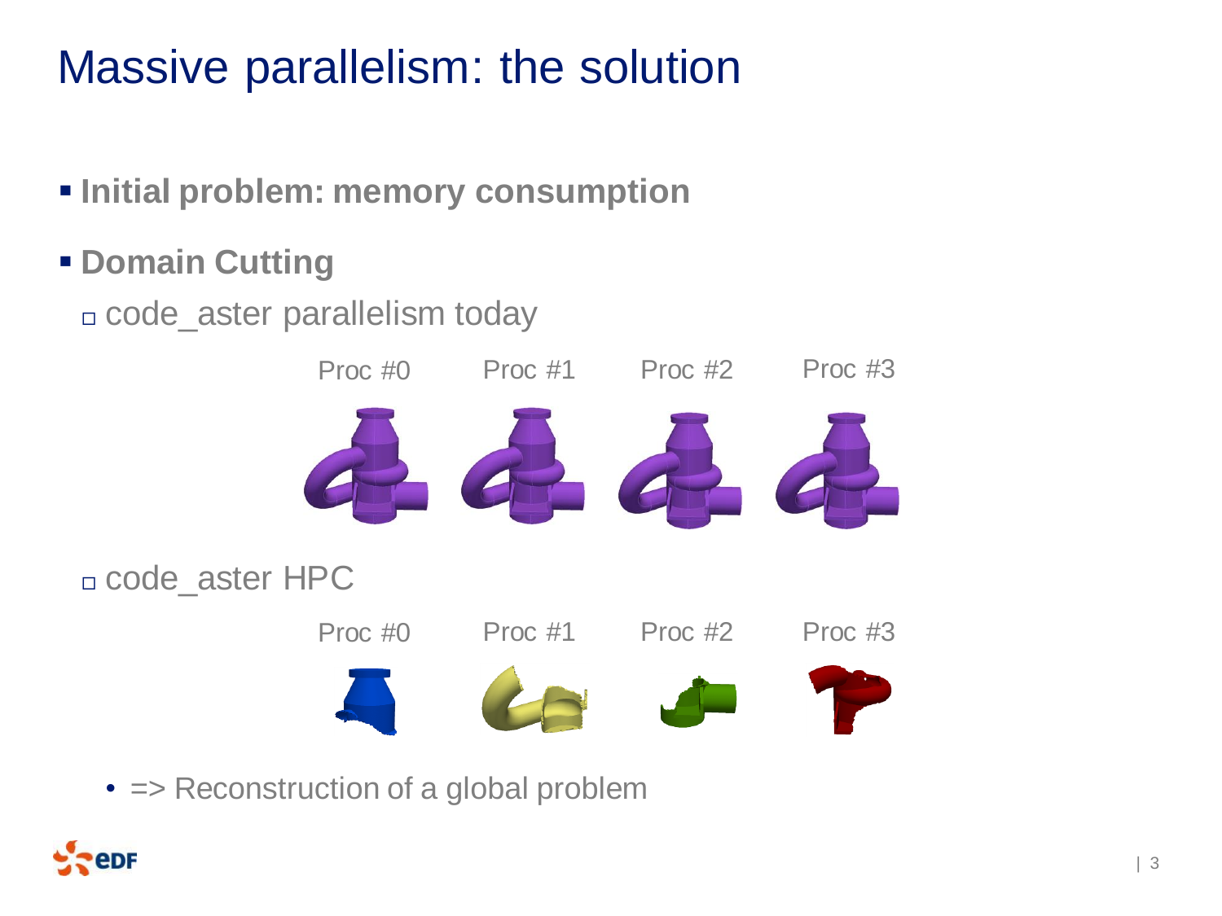# Massive parallelism: the solution

- **Initial problem: memory consumption**
- **Domain Cutting**
  - code_aster parallelism today

    Proc #0 Proc #1 Proc #2 Proc #3

  - code_aster HPC

    Proc #0 Proc #1 Proc #2 Proc #3

    - => Reconstruction of a global problem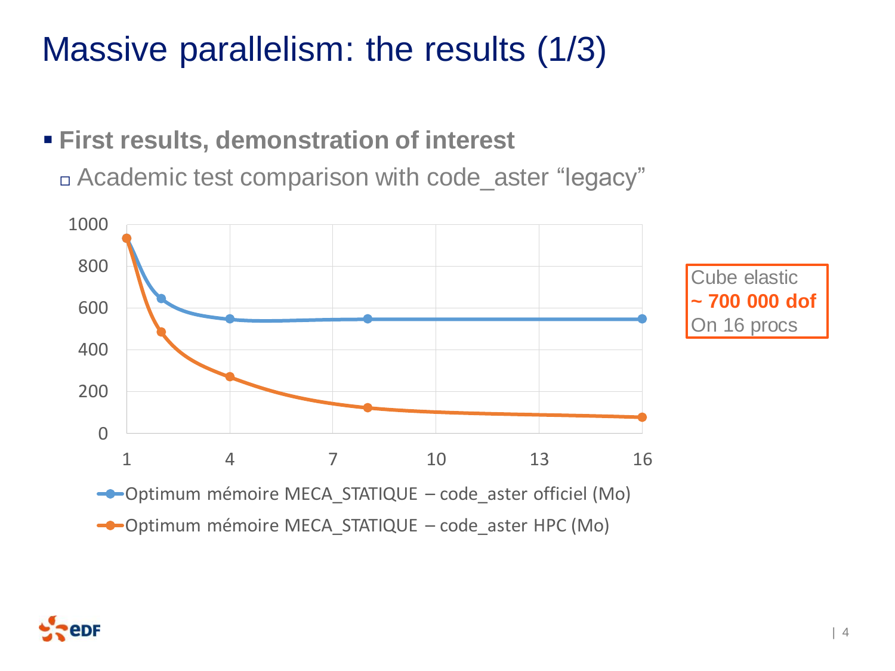# Massive parallelism: the results (1/3)

- **First results, demonstration of interest**
  - Academic test comparison with code_aster "legacy"

1000
800
600
400
200
0

1 4 7 10 13 16

Optimum mémoire MECA_STATIQUE – code_aster officiel (Mo)

Optimum mémoire MECA_STATIQUE – code_aster HPC (Mo)

Cube elastic
**~ 700 000 dof**
On 16 procs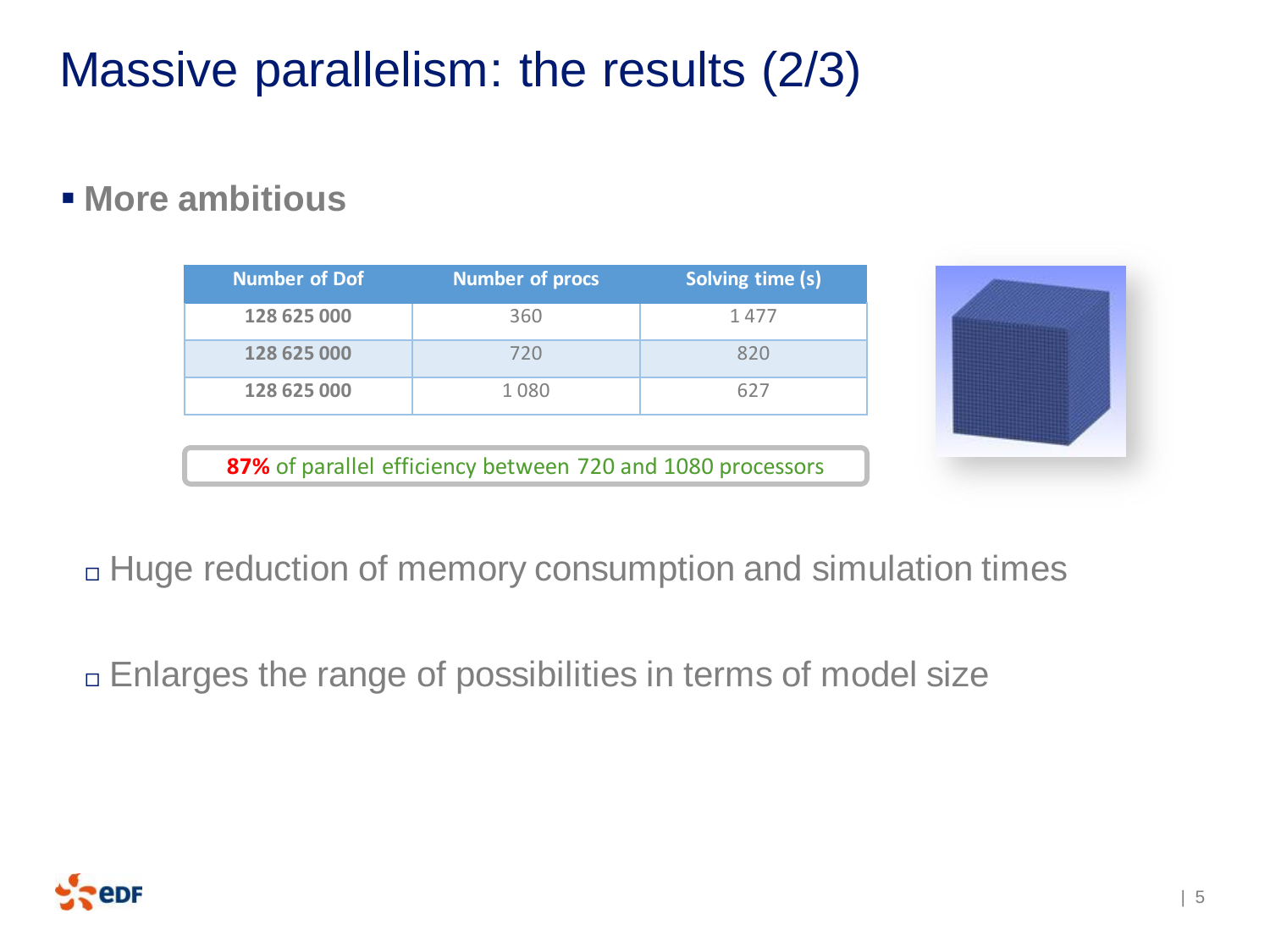# Massive parallelism: the results (2/3)

- **More ambitious**

| Number of Dof | Number of procs | Solving time (s) |
|---|---|---|
| **128 625 000** | 360 | 1 477 |
| **128 625 000** | 720 | 820 |
| **128 625 000** | 1 080 | 627 |

**87%** of parallel efficiency between 720 and 1080 processors

- Huge reduction of memory consumption and simulation times

- Enlarges the range of possibilities in terms of model size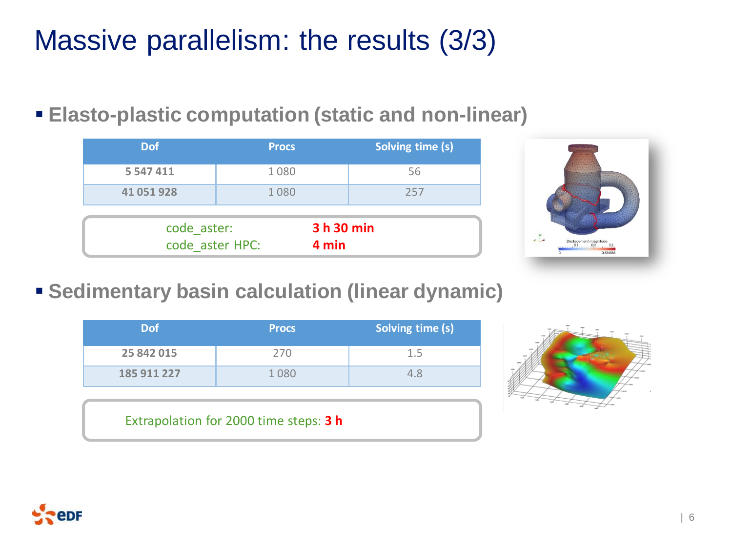# Massive parallelism: the results (3/3)

- **Elasto-plastic computation (static and non-linear)**

| Dof | Procs | Solving time (s) |
|---|---|---|
| **5 547 411** | 1 080 | 56 |
| **41 051 928** | 1 080 | 257 |

code_aster: **3 h 30 min**
code_aster HPC: **4 min**

- **Sedimentary basin calculation (linear dynamic)**

| Dof | Procs | Solving time (s) |
|---|---|---|
| **25 842 015** | 270 | 1.5 |
| **185 911 227** | 1 080 | 4.8 |

Extrapolation for 2000 time steps: **3 h**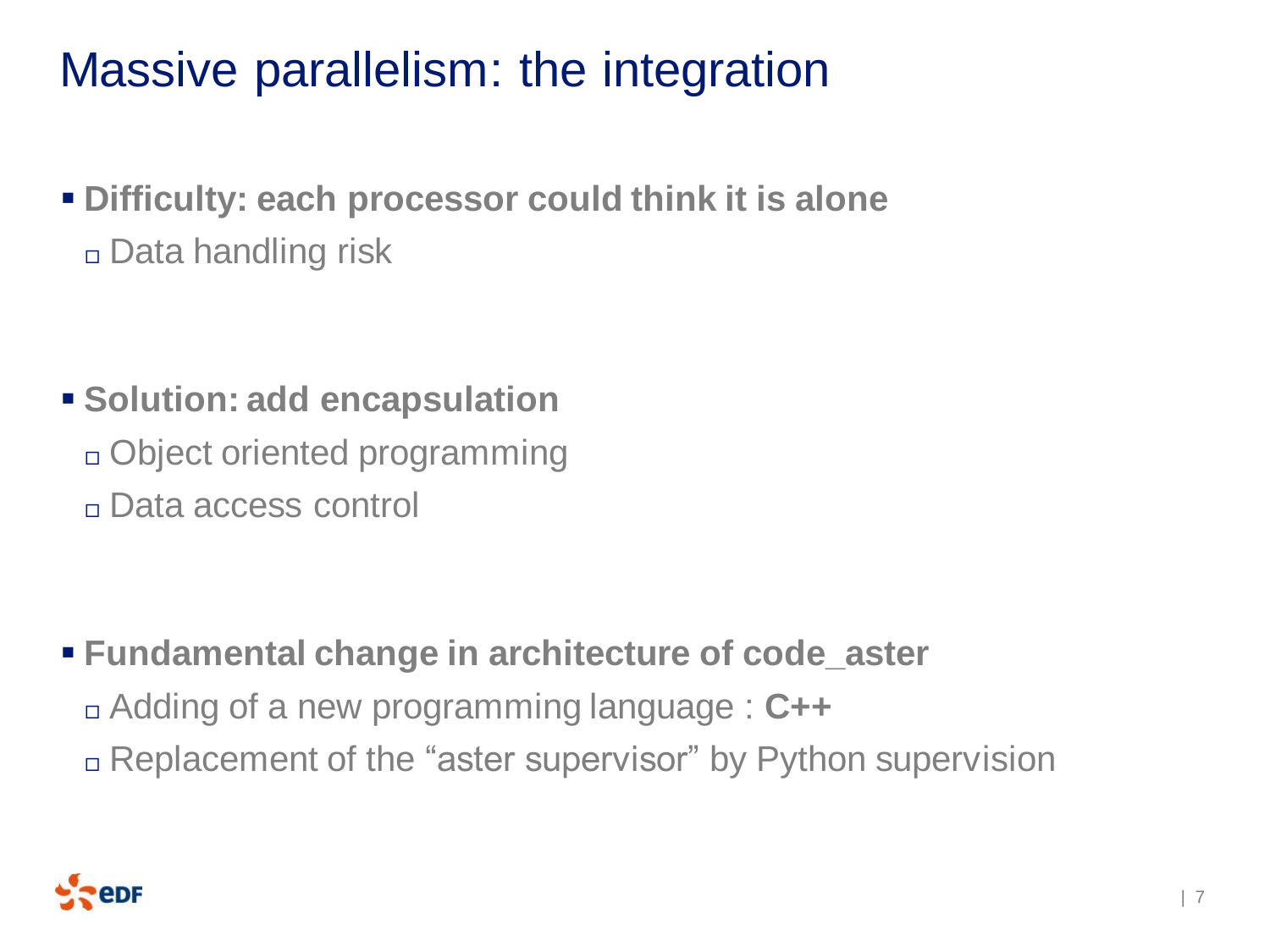# Massive parallelism: the integration

- **Difficulty: each processor could think it is alone**
  - Data handling risk

- **Solution: add encapsulation**
  - Object oriented programming
  - Data access control

- **Fundamental change in architecture of code_aster**
  - Adding of a new programming language : **C++**
  - Replacement of the "aster supervisor" by Python supervision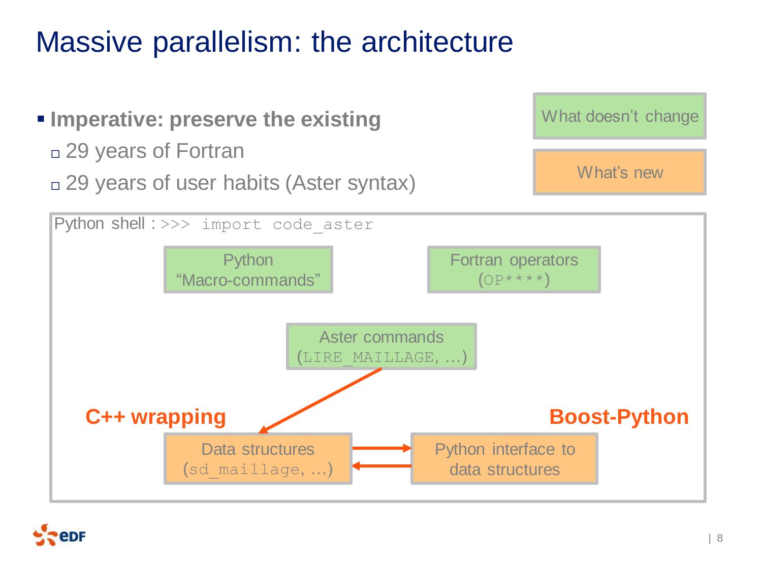# Massive parallelism: the architecture

- **Imperative: preserve the existing**
  - 29 years of Fortran
  - 29 years of user habits (Aster syntax)

What doesn't change

What's new

Python shell : `>>> import code_aster`

Python "Macro-commands"

Fortran operators (`OP****`)

Aster commands (`LIRE_MAILLAGE`, …)

**C++ wrapping**

**Boost-Python**

Data structures (`sd_maillage`, …)

Python interface to data structures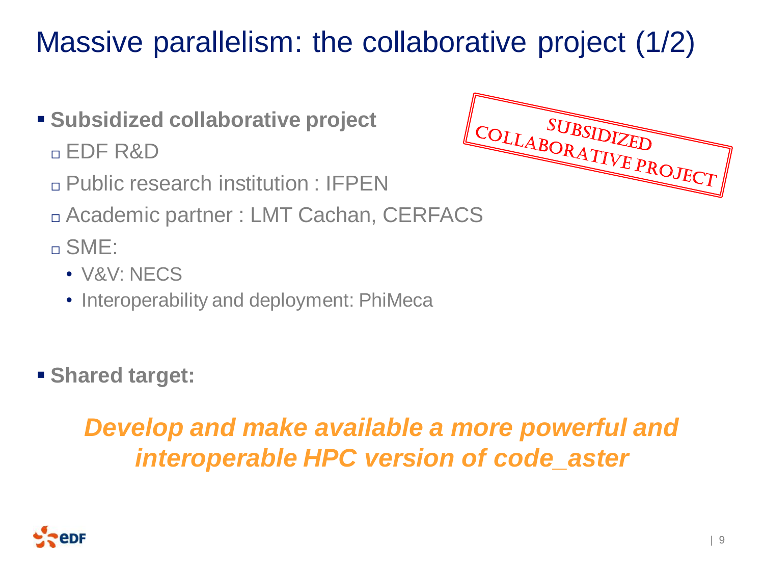# Massive parallelism: the collaborative project (1/2)

- **Subsidized collaborative project**
  - EDF R&D
  - Public research institution : IFPEN
  - Academic partner : LMT Cachan, CERFACS
  - SME:
    - V&V: NECS
    - Interoperability and deployment: PhiMeca

SUBSIDIZED COLLABORATIVE PROJECT

- **Shared target:**

***Develop and make available a more powerful and interoperable HPC version of code_aster***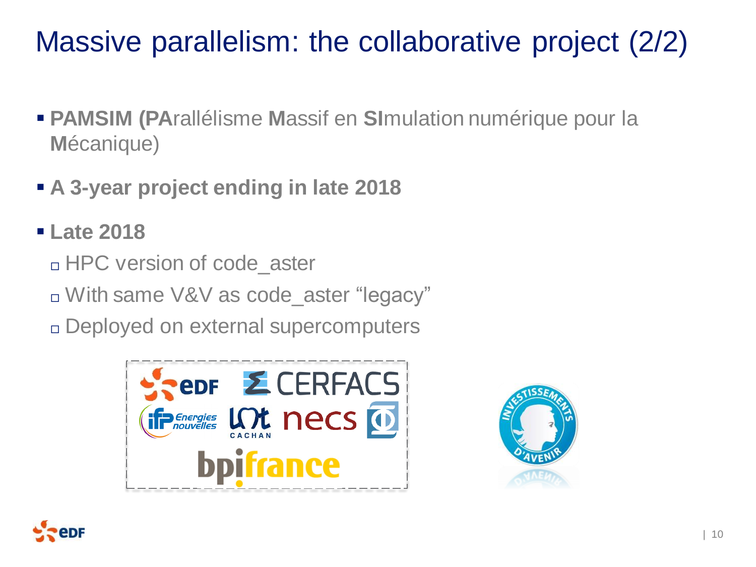# Massive parallelism: the collaborative project (2/2)

- **PAMSIM (PA**rallélisme **M**assif en **SI**mulation numérique pour la **M**écanique)
- **A 3-year project ending in late 2018**
- **Late 2018**
  - HPC version of code_aster
  - With same V&V as code_aster "legacy"
  - Deployed on external supercomputers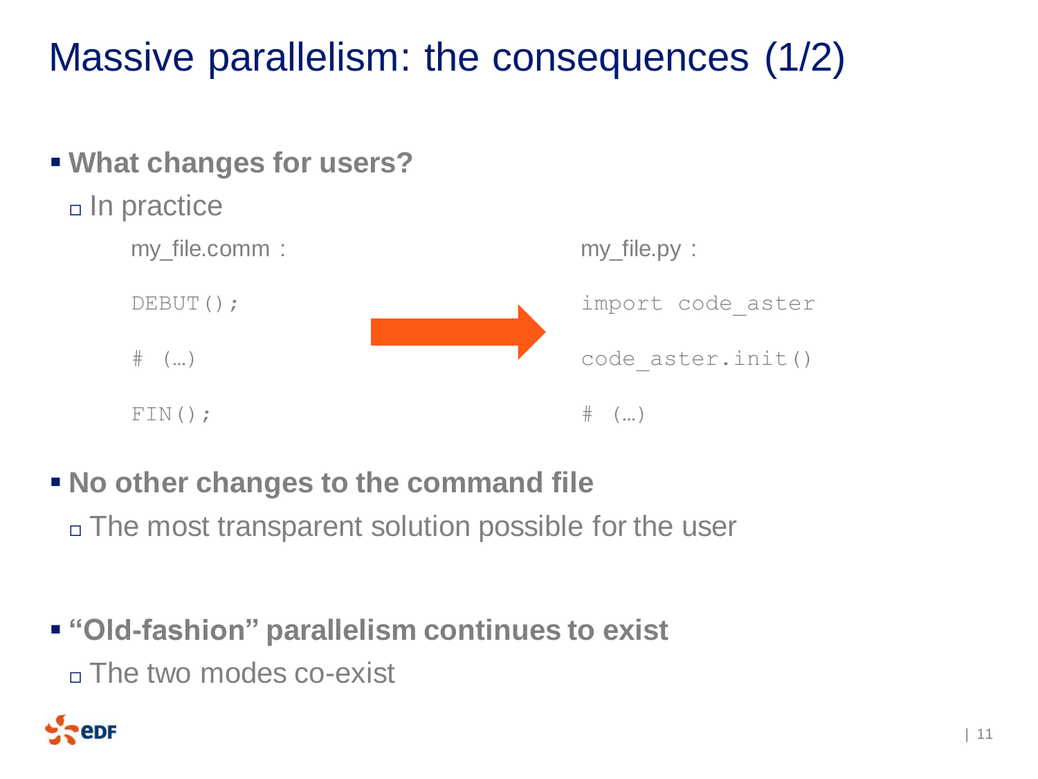# Massive parallelism: the consequences (1/2)

- **What changes for users?**
  - In practice

my_file.comm :

```
DEBUT();
# (…)
FIN();
```

my_file.py :

```
import code_aster
code_aster.init()
# (…)
```

- **No other changes to the command file**
  - The most transparent solution possible for the user

- **“Old-fashion” parallelism continues to exist**
  - The two modes co-exist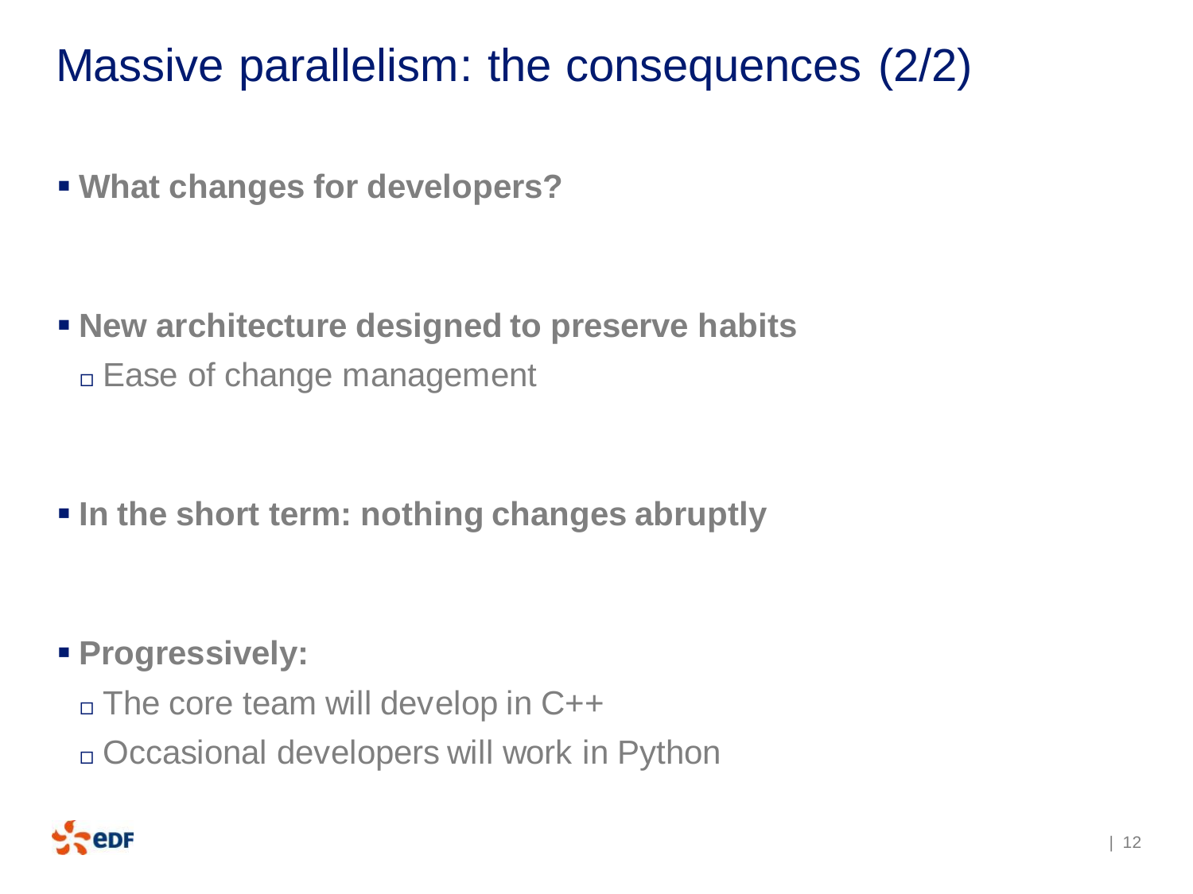# Massive parallelism: the consequences (2/2)

- **What changes for developers?**

- **New architecture designed to preserve habits**
  - Ease of change management

- **In the short term: nothing changes abruptly**

- **Progressively:**
  - The core team will develop in C++
  - Occasional developers will work in Python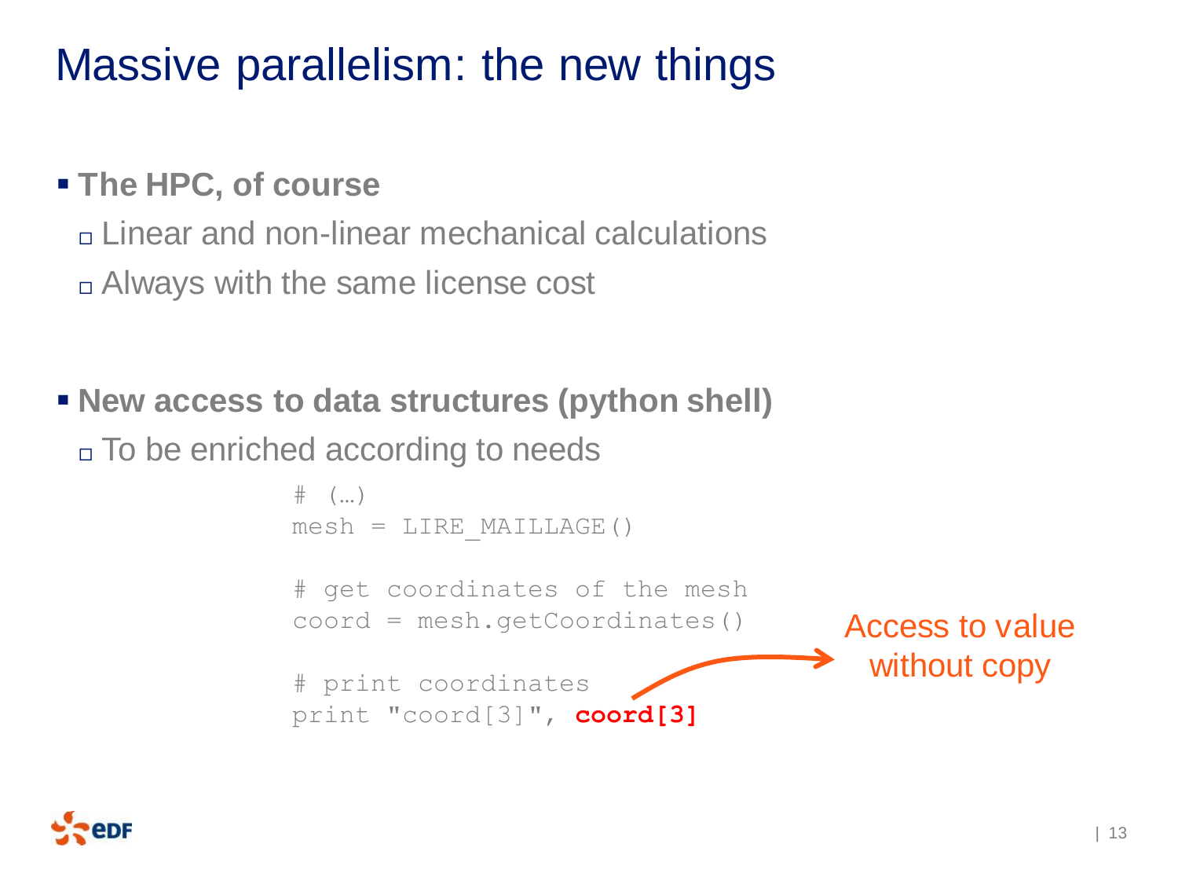# Massive parallelism: the new things

- **The HPC, of course**
  - Linear and non-linear mechanical calculations
  - Always with the same license cost

- **New access to data structures (python shell)**
  - To be enriched according to needs

```
# (…)
mesh = LIRE_MAILLAGE()

# get coordinates of the mesh
coord = mesh.getCoordinates()

# print coordinates
print "coord[3]", coord[3]
```

Access to value without copy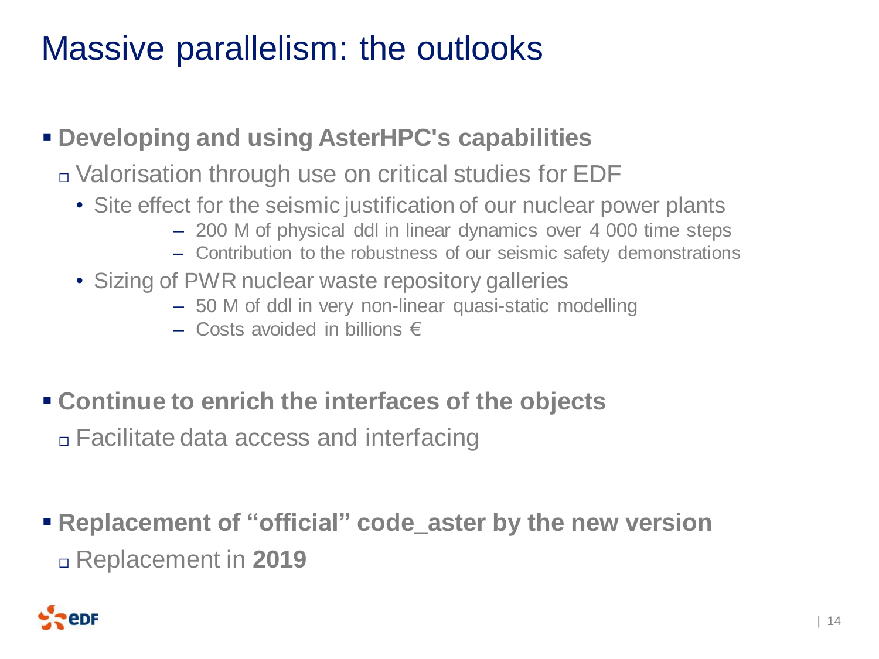# Massive parallelism: the outlooks

- **Developing and using AsterHPC's capabilities**
  - Valorisation through use on critical studies for EDF
    - Site effect for the seismic justification of our nuclear power plants
      - 200 M of physical ddl in linear dynamics over 4 000 time steps
      - Contribution to the robustness of our seismic safety demonstrations
    - Sizing of PWR nuclear waste repository galleries
      - 50 M of ddl in very non-linear quasi-static modelling
      - Costs avoided in billions €

- **Continue to enrich the interfaces of the objects**
  - Facilitate data access and interfacing

- **Replacement of "official" code_aster by the new version**
  - Replacement in **2019**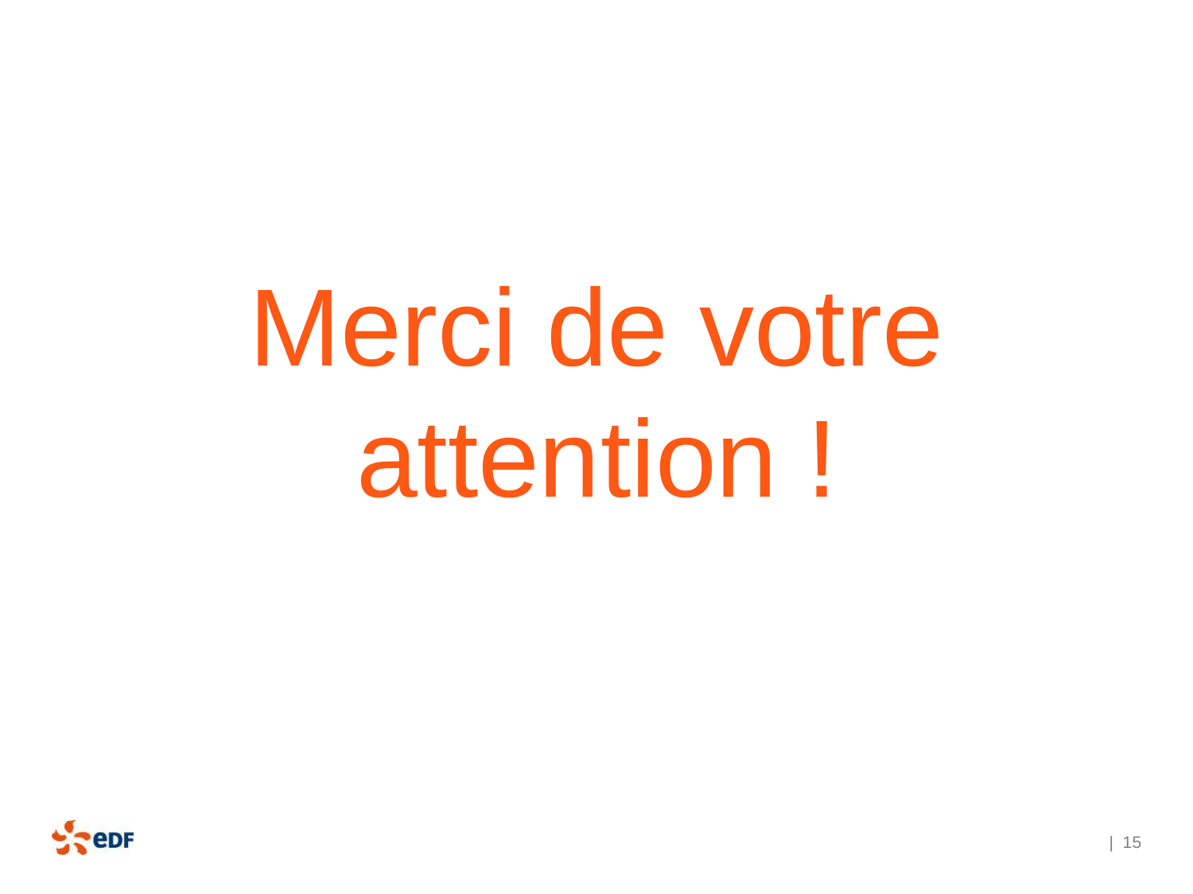# Merci de votre attention !